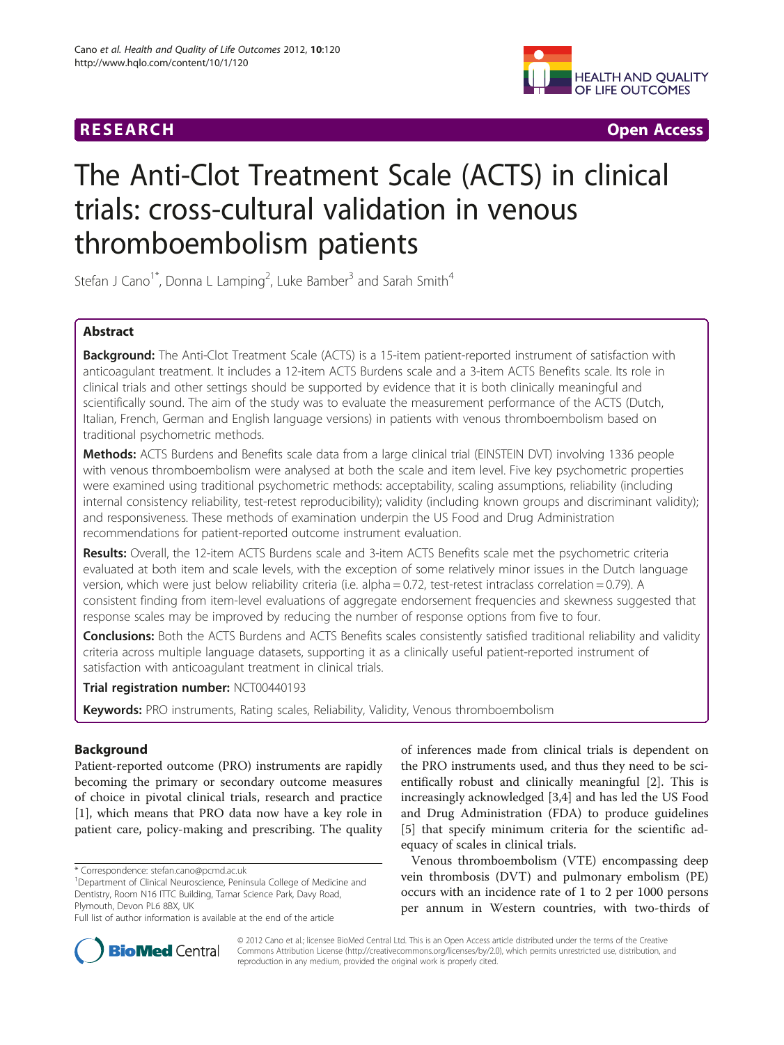**RESEARCH** **Open Access**

# The Anti-Clot Treatment Scale (ACTS) in clinical trials: cross-cultural validation in venous thromboembolism patients

Stefan J Cano[1*], Donna L Lamping[2], Luke Bamber[3] and Sarah Smith[4]

## Abstract

**Background:** The Anti-Clot Treatment Scale (ACTS) is a 15-item patient-reported instrument of satisfaction with anticoagulant treatment. It includes a 12-item ACTS Burdens scale and a 3-item ACTS Benefits scale. Its role in clinical trials and other settings should be supported by evidence that it is both clinically meaningful and scientifically sound. The aim of the study was to evaluate the measurement performance of the ACTS (Dutch, Italian, French, German and English language versions) in patients with venous thromboembolism based on traditional psychometric methods.

**Methods:** ACTS Burdens and Benefits scale data from a large clinical trial (EINSTEIN DVT) involving 1336 people with venous thromboembolism were analysed at both the scale and item level. Five key psychometric properties were examined using traditional psychometric methods: acceptability, scaling assumptions, reliability (including internal consistency reliability, test-retest reproducibility); validity (including known groups and discriminant validity); and responsiveness. These methods of examination underpin the US Food and Drug Administration recommendations for patient-reported outcome instrument evaluation.

**Results:** Overall, the 12-item ACTS Burdens scale and 3-item ACTS Benefits scale met the psychometric criteria evaluated at both item and scale levels, with the exception of some relatively minor issues in the Dutch language version, which were just below reliability criteria (i.e. alpha = 0.72, test-retest intraclass correlation = 0.79). A consistent finding from item-level evaluations of aggregate endorsement frequencies and skewness suggested that response scales may be improved by reducing the number of response options from five to four.

**Conclusions:** Both the ACTS Burdens and ACTS Benefits scales consistently satisfied traditional reliability and validity criteria across multiple language datasets, supporting it as a clinically useful patient-reported instrument of satisfaction with anticoagulant treatment in clinical trials.

**Trial registration number:** NCT00440193

**Keywords:** PRO instruments, Rating scales, Reliability, Validity, Venous thromboembolism

## Background

Patient-reported outcome (PRO) instruments are rapidly becoming the primary or secondary outcome measures of choice in pivotal clinical trials, research and practice [1], which means that PRO data now have a key role in patient care, policy-making and prescribing. The quality of inferences made from clinical trials is dependent on the PRO instruments used, and thus they need to be scientifically robust and clinically meaningful [2]. This is increasingly acknowledged [3,4] and has led the US Food and Drug Administration (FDA) to produce guidelines [5] that specify minimum criteria for the scientific adequacy of scales in clinical trials.

Venous thromboembolism (VTE) encompassing deep vein thrombosis (DVT) and pulmonary embolism (PE) occurs with an incidence rate of 1 to 2 per 1000 persons per annum in Western countries, with two-thirds of

\* Correspondence: stefan.cano@pcmd.ac.uk

[1]Department of Clinical Neuroscience, Peninsula College of Medicine and Dentistry, Room N16 ITTC Building, Tamar Science Park, Davy Road, Plymouth, Devon PL6 8BX, UK

Full list of author information is available at the end of the article

© 2012 Cano et al.; licensee BioMed Central Ltd. This is an Open Access article distributed under the terms of the Creative Commons Attribution License (http://creativecommons.org/licenses/by/2.0), which permits unrestricted use, distribution, and reproduction in any medium, provided the original work is properly cited.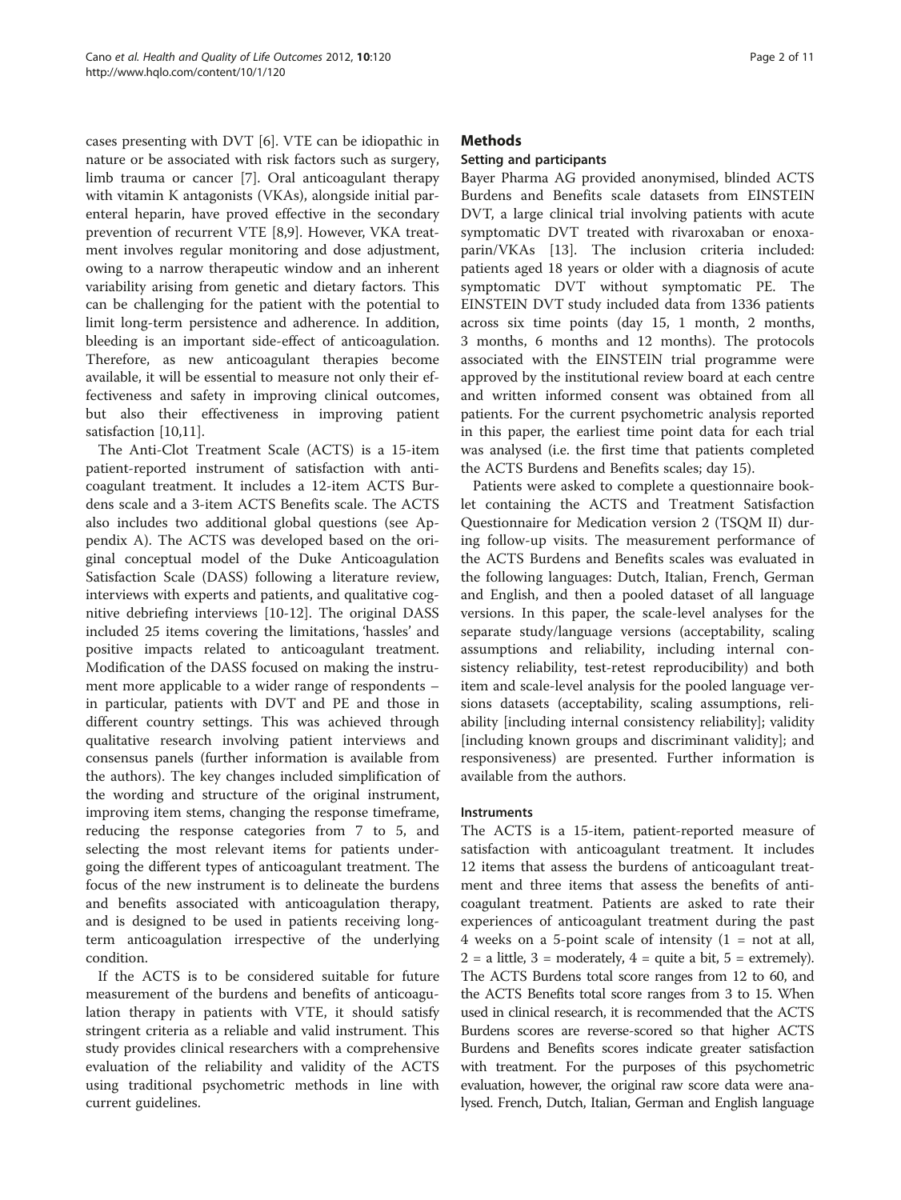cases presenting with DVT [6]. VTE can be idiopathic in nature or be associated with risk factors such as surgery, limb trauma or cancer [7]. Oral anticoagulant therapy with vitamin K antagonists (VKAs), alongside initial parenteral heparin, have proved effective in the secondary prevention of recurrent VTE [8,9]. However, VKA treatment involves regular monitoring and dose adjustment, owing to a narrow therapeutic window and an inherent variability arising from genetic and dietary factors. This can be challenging for the patient with the potential to limit long-term persistence and adherence. In addition, bleeding is an important side-effect of anticoagulation. Therefore, as new anticoagulant therapies become available, it will be essential to measure not only their effectiveness and safety in improving clinical outcomes, but also their effectiveness in improving patient satisfaction [10,11].

The Anti-Clot Treatment Scale (ACTS) is a 15-item patient-reported instrument of satisfaction with anticoagulant treatment. It includes a 12-item ACTS Burdens scale and a 3-item ACTS Benefits scale. The ACTS also includes two additional global questions (see Appendix A). The ACTS was developed based on the original conceptual model of the Duke Anticoagulation Satisfaction Scale (DASS) following a literature review, interviews with experts and patients, and qualitative cognitive debriefing interviews [10-12]. The original DASS included 25 items covering the limitations, 'hassles' and positive impacts related to anticoagulant treatment. Modification of the DASS focused on making the instrument more applicable to a wider range of respondents – in particular, patients with DVT and PE and those in different country settings. This was achieved through qualitative research involving patient interviews and consensus panels (further information is available from the authors). The key changes included simplification of the wording and structure of the original instrument, improving item stems, changing the response timeframe, reducing the response categories from 7 to 5, and selecting the most relevant items for patients undergoing the different types of anticoagulant treatment. The focus of the new instrument is to delineate the burdens and benefits associated with anticoagulation therapy, and is designed to be used in patients receiving long-term anticoagulation irrespective of the underlying condition.

If the ACTS is to be considered suitable for future measurement of the burdens and benefits of anticoagulation therapy in patients with VTE, it should satisfy stringent criteria as a reliable and valid instrument. This study provides clinical researchers with a comprehensive evaluation of the reliability and validity of the ACTS using traditional psychometric methods in line with current guidelines.

## Methods

### Setting and participants

Bayer Pharma AG provided anonymised, blinded ACTS Burdens and Benefits scale datasets from EINSTEIN DVT, a large clinical trial involving patients with acute symptomatic DVT treated with rivaroxaban or enoxaparin/VKAs [13]. The inclusion criteria included: patients aged 18 years or older with a diagnosis of acute symptomatic DVT without symptomatic PE. The EINSTEIN DVT study included data from 1336 patients across six time points (day 15, 1 month, 2 months, 3 months, 6 months and 12 months). The protocols associated with the EINSTEIN trial programme were approved by the institutional review board at each centre and written informed consent was obtained from all patients. For the current psychometric analysis reported in this paper, the earliest time point data for each trial was analysed (i.e. the first time that patients completed the ACTS Burdens and Benefits scales; day 15).

Patients were asked to complete a questionnaire booklet containing the ACTS and Treatment Satisfaction Questionnaire for Medication version 2 (TSQM II) during follow-up visits. The measurement performance of the ACTS Burdens and Benefits scales was evaluated in the following languages: Dutch, Italian, French, German and English, and then a pooled dataset of all language versions. In this paper, the scale-level analyses for the separate study/language versions (acceptability, scaling assumptions and reliability, including internal consistency reliability, test-retest reproducibility) and both item and scale-level analysis for the pooled language versions datasets (acceptability, scaling assumptions, reliability [including internal consistency reliability]; validity [including known groups and discriminant validity]; and responsiveness) are presented. Further information is available from the authors.

### Instruments

The ACTS is a 15-item, patient-reported measure of satisfaction with anticoagulant treatment. It includes 12 items that assess the burdens of anticoagulant treatment and three items that assess the benefits of anticoagulant treatment. Patients are asked to rate their experiences of anticoagulant treatment during the past 4 weeks on a 5-point scale of intensity (1 = not at all, 2 = a little, 3 = moderately, 4 = quite a bit, 5 = extremely). The ACTS Burdens total score ranges from 12 to 60, and the ACTS Benefits total score ranges from 3 to 15. When used in clinical research, it is recommended that the ACTS Burdens scores are reverse-scored so that higher ACTS Burdens and Benefits scores indicate greater satisfaction with treatment. For the purposes of this psychometric evaluation, however, the original raw score data were analysed. French, Dutch, Italian, German and English language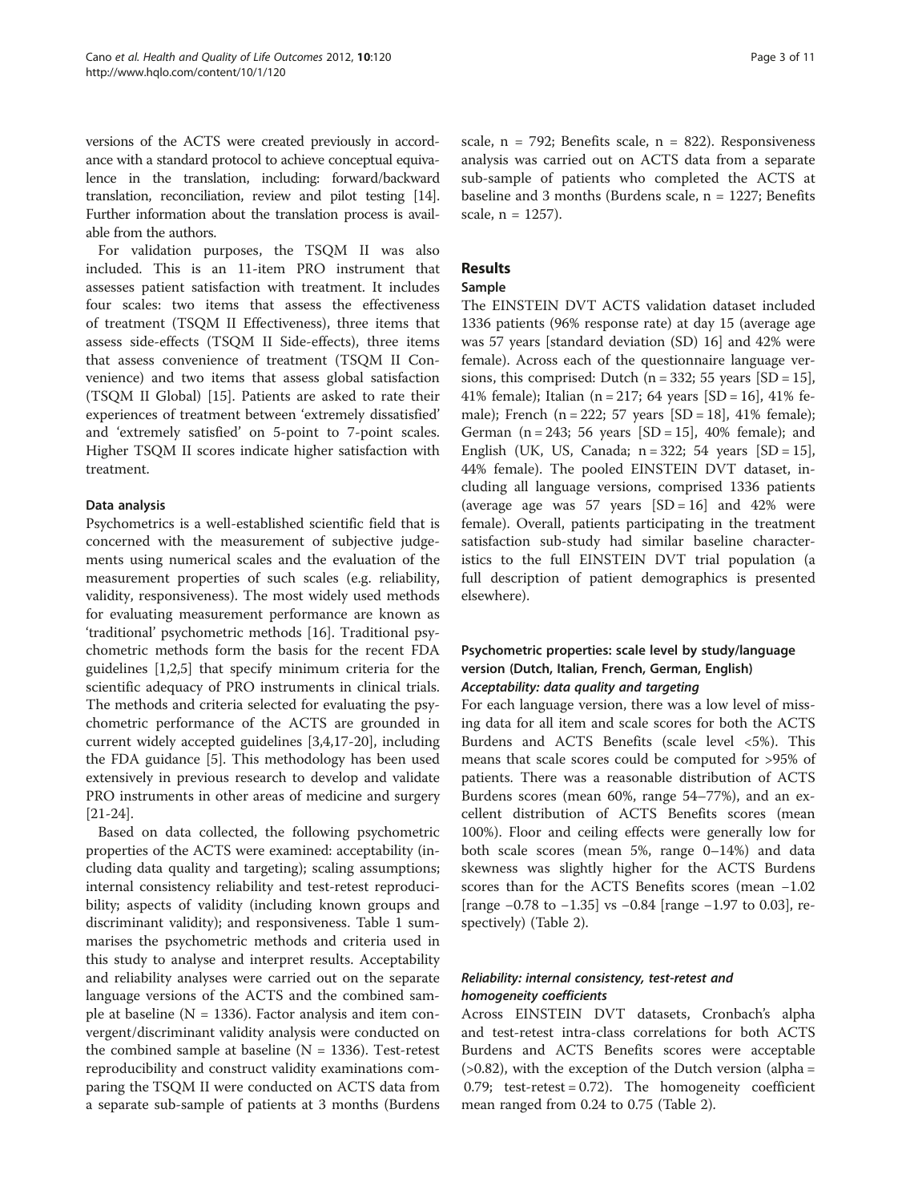versions of the ACTS were created previously in accordance with a standard protocol to achieve conceptual equivalence in the translation, including: forward/backward translation, reconciliation, review and pilot testing [14]. Further information about the translation process is available from the authors.

For validation purposes, the TSQM II was also included. This is an 11-item PRO instrument that assesses patient satisfaction with treatment. It includes four scales: two items that assess the effectiveness of treatment (TSQM II Effectiveness), three items that assess side-effects (TSQM II Side-effects), three items that assess convenience of treatment (TSQM II Convenience) and two items that assess global satisfaction (TSQM II Global) [15]. Patients are asked to rate their experiences of treatment between 'extremely dissatisfied' and 'extremely satisfied' on 5-point to 7-point scales. Higher TSQM II scores indicate higher satisfaction with treatment.

#### Data analysis

Psychometrics is a well-established scientific field that is concerned with the measurement of subjective judgements using numerical scales and the evaluation of the measurement properties of such scales (e.g. reliability, validity, responsiveness). The most widely used methods for evaluating measurement performance are known as 'traditional' psychometric methods [16]. Traditional psychometric methods form the basis for the recent FDA guidelines [1,2,5] that specify minimum criteria for the scientific adequacy of PRO instruments in clinical trials. The methods and criteria selected for evaluating the psychometric performance of the ACTS are grounded in current widely accepted guidelines [3,4,17-20], including the FDA guidance [5]. This methodology has been used extensively in previous research to develop and validate PRO instruments in other areas of medicine and surgery [21-24].

Based on data collected, the following psychometric properties of the ACTS were examined: acceptability (including data quality and targeting); scaling assumptions; internal consistency reliability and test-retest reproducibility; aspects of validity (including known groups and discriminant validity); and responsiveness. Table 1 summarises the psychometric methods and criteria used in this study to analyse and interpret results. Acceptability and reliability analyses were carried out on the separate language versions of the ACTS and the combined sample at baseline (N = 1336). Factor analysis and item convergent/discriminant validity analysis were conducted on the combined sample at baseline (N = 1336). Test-retest reproducibility and construct validity examinations comparing the TSQM II were conducted on ACTS data from a separate sub-sample of patients at 3 months (Burdens scale, n = 792; Benefits scale, n = 822). Responsiveness analysis was carried out on ACTS data from a separate sub-sample of patients who completed the ACTS at baseline and 3 months (Burdens scale, n = 1227; Benefits scale, n = 1257).

## Results

### Sample

The EINSTEIN DVT ACTS validation dataset included 1336 patients (96% response rate) at day 15 (average age was 57 years [standard deviation (SD) 16] and 42% were female). Across each of the questionnaire language versions, this comprised: Dutch (n = 332; 55 years [SD = 15], 41% female); Italian (n = 217; 64 years [SD = 16], 41% female); French (n = 222; 57 years [SD = 18], 41% female); German (n = 243; 56 years [SD = 15], 40% female); and English (UK, US, Canada; n = 322; 54 years [SD = 15], 44% female). The pooled EINSTEIN DVT dataset, including all language versions, comprised 1336 patients (average age was 57 years [SD = 16] and 42% were female). Overall, patients participating in the treatment satisfaction sub-study had similar baseline characteristics to the full EINSTEIN DVT trial population (a full description of patient demographics is presented elsewhere).

### Psychometric properties: scale level by study/language version (Dutch, Italian, French, German, English)

#### *Acceptability: data quality and targeting*

For each language version, there was a low level of missing data for all item and scale scores for both the ACTS Burdens and ACTS Benefits (scale level <5%). This means that scale scores could be computed for >95% of patients. There was a reasonable distribution of ACTS Burdens scores (mean 60%, range 54–77%), and an excellent distribution of ACTS Benefits scores (mean 100%). Floor and ceiling effects were generally low for both scale scores (mean 5%, range 0–14%) and data skewness was slightly higher for the ACTS Burdens scores than for the ACTS Benefits scores (mean −1.02 [range −0.78 to −1.35] vs −0.84 [range −1.97 to 0.03], respectively) (Table 2).

#### *Reliability: internal consistency, test-retest and homogeneity coefficients*

Across EINSTEIN DVT datasets, Cronbach's alpha and test-retest intra-class correlations for both ACTS Burdens and ACTS Benefits scores were acceptable (>0.82), with the exception of the Dutch version (alpha = 0.79; test-retest = 0.72). The homogeneity coefficient mean ranged from 0.24 to 0.75 (Table 2).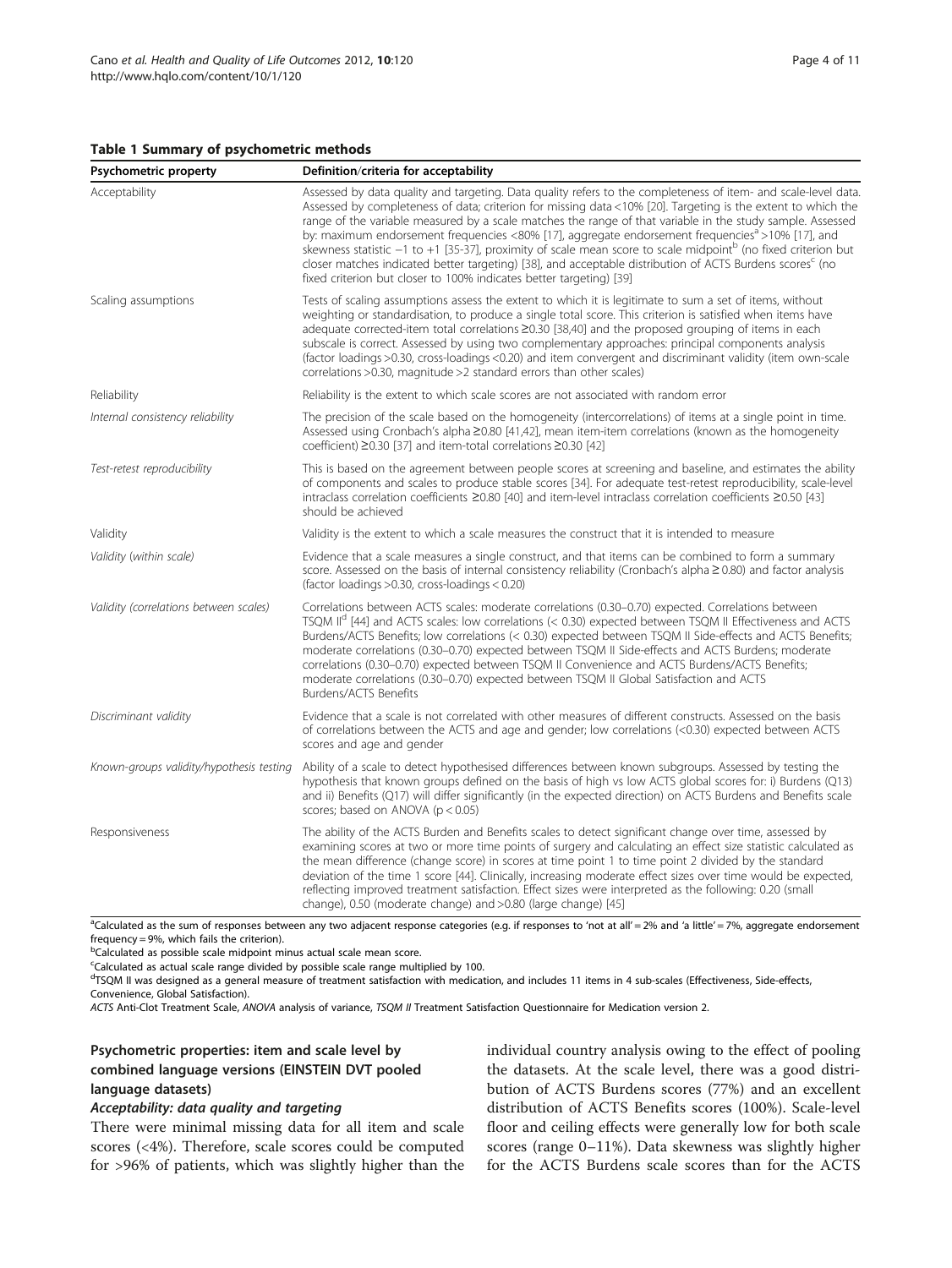**Table 1 Summary of psychometric methods**

| Psychometric property | Definition/criteria for acceptability |
|---|---|
| Acceptability | Assessed by data quality and targeting. Data quality refers to the completeness of item- and scale-level data. Assessed by completeness of data; criterion for missing data <10% [20]. Targeting is the extent to which the range of the variable measured by a scale matches the range of that variable in the study sample. Assessed by: maximum endorsement frequencies <80% [17], aggregate endorsement frequencies[a] >10% [17], and skewness statistic −1 to +1 [35-37], proximity of scale mean score to scale midpoint[b] (no fixed criterion but closer matches indicated better targeting) [38], and acceptable distribution of ACTS Burdens scores[c] (no fixed criterion but closer to 100% indicates better targeting) [39] |
| Scaling assumptions | Tests of scaling assumptions assess the extent to which it is legitimate to sum a set of items, without weighting or standardisation, to produce a single total score. This criterion is satisfied when items have adequate corrected-item total correlations ≥0.30 [38,40] and the proposed grouping of items in each subscale is correct. Assessed by using two complementary approaches: principal components analysis (factor loadings >0.30, cross-loadings <0.20) and item convergent and discriminant validity (item own-scale correlations >0.30, magnitude >2 standard errors than other scales) |
| Reliability | Reliability is the extent to which scale scores are not associated with random error |
| *Internal consistency reliability* | The precision of the scale based on the homogeneity (intercorrelations) of items at a single point in time. Assessed using Cronbach's alpha ≥0.80 [41,42], mean item-item correlations (known as the homogeneity coefficient) ≥0.30 [37] and item-total correlations ≥0.30 [42] |
| *Test-retest reproducibility* | This is based on the agreement between people scores at screening and baseline, and estimates the ability of components and scales to produce stable scores [34]. For adequate test-retest reproducibility, scale-level intraclass correlation coefficients ≥0.80 [40] and item-level intraclass correlation coefficients ≥0.50 [43] should be achieved |
| Validity | Validity is the extent to which a scale measures the construct that it is intended to measure |
| *Validity (within scale)* | Evidence that a scale measures a single construct, and that items can be combined to form a summary score. Assessed on the basis of internal consistency reliability (Cronbach's alpha ≥ 0.80) and factor analysis (factor loadings >0.30, cross-loadings < 0.20) |
| *Validity (correlations between scales)* | Correlations between ACTS scales: moderate correlations (0.30–0.70) expected. Correlations between TSQM II[d] [44] and ACTS scales: low correlations (< 0.30) expected between TSQM II Effectiveness and ACTS Burdens/ACTS Benefits; low correlations (< 0.30) expected between TSQM II Side-effects and ACTS Benefits; moderate correlations (0.30–0.70) expected between TSQM II Side-effects and ACTS Burdens; moderate correlations (0.30–0.70) expected between TSQM II Convenience and ACTS Burdens/ACTS Benefits; moderate correlations (0.30–0.70) expected between TSQM II Global Satisfaction and ACTS Burdens/ACTS Benefits |
| *Discriminant validity* | Evidence that a scale is not correlated with other measures of different constructs. Assessed on the basis of correlations between the ACTS and age and gender; low correlations (<0.30) expected between ACTS scores and age and gender |
| *Known-groups validity/hypothesis testing* | Ability of a scale to detect hypothesised differences between known subgroups. Assessed by testing the hypothesis that known groups defined on the basis of high vs low ACTS global scores for: i) Burdens (Q13) and ii) Benefits (Q17) will differ significantly (in the expected direction) on ACTS Burdens and Benefits scale scores; based on ANOVA ($p < 0.05$) |
| Responsiveness | The ability of the ACTS Burden and Benefits scales to detect significant change over time, assessed by examining scores at two or more time points of surgery and calculating an effect size statistic calculated as the mean difference (change score) in scores at time point 1 to time point 2 divided by the standard deviation of the time 1 score [44]. Clinically, increasing moderate effect sizes over time would be expected, reflecting improved treatment satisfaction. Effect sizes were interpreted as the following: 0.20 (small change), 0.50 (moderate change) and >0.80 (large change) [45] |

[a]Calculated as the sum of responses between any two adjacent response categories (e.g. if responses to 'not at all' = 2% and 'a little' = 7%, aggregate endorsement frequency = 9%, which fails the criterion).
[b]Calculated as possible scale midpoint minus actual scale mean score.
[c]Calculated as actual scale range divided by possible scale range multiplied by 100.
[d]TSQM II was designed as a general measure of treatment satisfaction with medication, and includes 11 items in 4 sub-scales (Effectiveness, Side-effects, Convenience, Global Satisfaction).
*ACTS* Anti-Clot Treatment Scale, *ANOVA* analysis of variance, *TSQM II* Treatment Satisfaction Questionnaire for Medication version 2.

## Psychometric properties: item and scale level by combined language versions (EINSTEIN DVT pooled language datasets)

### Acceptability: data quality and targeting

There were minimal missing data for all item and scale scores (<4%). Therefore, scale scores could be computed for >96% of patients, which was slightly higher than the individual country analysis owing to the effect of pooling the datasets. At the scale level, there was a good distribution of ACTS Burdens scores (77%) and an excellent distribution of ACTS Benefits scores (100%). Scale-level floor and ceiling effects were generally low for both scale scores (range 0–11%). Data skewness was slightly higher for the ACTS Burdens scale scores than for the ACTS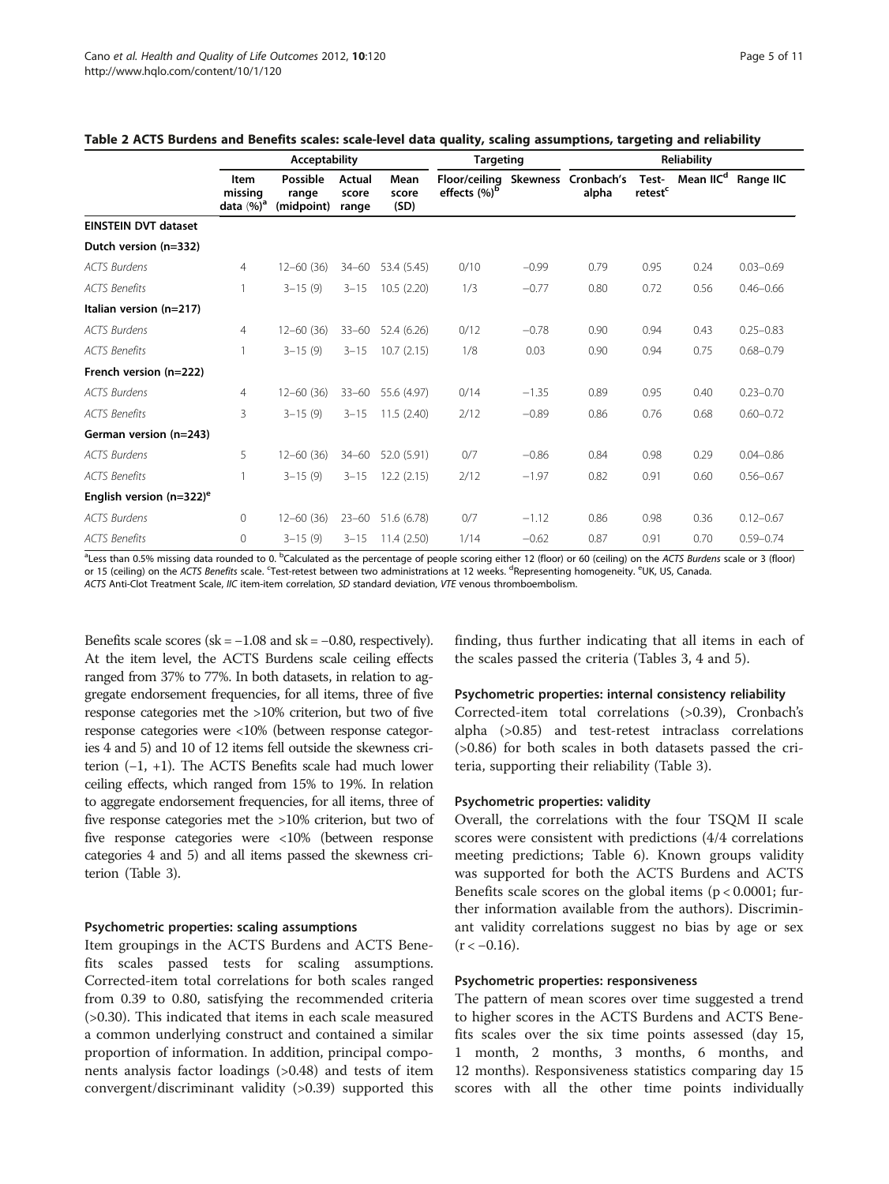**Table 2 ACTS Burdens and Benefits scales: scale-level data quality, scaling assumptions, targeting and reliability**

| | Acceptability | | | | Targeting | | Reliability | | | |
|---|---|---|---|---|---|---|---|---|---|---|
| | Item missing data (%)[a] | Possible range (midpoint) | Actual score range | Mean score (SD) | Floor/ceiling effects (%)[b] | Skewness | Cronbach's alpha | Test-retest[c] | Mean IIC[d] | Range IIC |
| **EINSTEIN DVT dataset** | | | | | | | | | | |
| **Dutch version (n=332)** | | | | | | | | | | |
| *ACTS Burdens* | 4 | 12–60 (36) | 34–60 | 53.4 (5.45) | 0/10 | −0.99 | 0.79 | 0.95 | 0.24 | 0.03–0.69 |
| *ACTS Benefits* | 1 | 3–15 (9) | 3–15 | 10.5 (2.20) | 1/3 | −0.77 | 0.80 | 0.72 | 0.56 | 0.46–0.66 |
| **Italian version (n=217)** | | | | | | | | | | |
| *ACTS Burdens* | 4 | 12–60 (36) | 33–60 | 52.4 (6.26) | 0/12 | −0.78 | 0.90 | 0.94 | 0.43 | 0.25–0.83 |
| *ACTS Benefits* | 1 | 3–15 (9) | 3–15 | 10.7 (2.15) | 1/8 | 0.03 | 0.90 | 0.94 | 0.75 | 0.68–0.79 |
| **French version (n=222)** | | | | | | | | | | |
| *ACTS Burdens* | 4 | 12–60 (36) | 33–60 | 55.6 (4.97) | 0/14 | −1.35 | 0.89 | 0.95 | 0.40 | 0.23–0.70 |
| *ACTS Benefits* | 3 | 3–15 (9) | 3–15 | 11.5 (2.40) | 2/12 | −0.89 | 0.86 | 0.76 | 0.68 | 0.60–0.72 |
| **German version (n=243)** | | | | | | | | | | |
| *ACTS Burdens* | 5 | 12–60 (36) | 34–60 | 52.0 (5.91) | 0/7 | −0.86 | 0.84 | 0.98 | 0.29 | 0.04–0.86 |
| *ACTS Benefits* | 1 | 3–15 (9) | 3–15 | 12.2 (2.15) | 2/12 | −1.97 | 0.82 | 0.91 | 0.60 | 0.56–0.67 |
| **English version (n=322)[e]** | | | | | | | | | | |
| *ACTS Burdens* | 0 | 12–60 (36) | 23–60 | 51.6 (6.78) | 0/7 | −1.12 | 0.86 | 0.98 | 0.36 | 0.12–0.67 |
| *ACTS Benefits* | 0 | 3–15 (9) | 3–15 | 11.4 (2.50) | 1/14 | −0.62 | 0.87 | 0.91 | 0.70 | 0.59–0.74 |

[a]Less than 0.5% missing data rounded to 0. [b]Calculated as the percentage of people scoring either 12 (floor) or 60 (ceiling) on the *ACTS Burdens* scale or 3 (floor) or 15 (ceiling) on the *ACTS Benefits* scale. [c]Test-retest between two administrations at 12 weeks. [d]Representing homogeneity. [e]UK, US, Canada.
*ACTS* Anti-Clot Treatment Scale, *IIC* item-item correlation, *SD* standard deviation, *VTE* venous thromboembolism.

Benefits scale scores (sk = −1.08 and sk = −0.80, respectively). At the item level, the ACTS Burdens scale ceiling effects ranged from 37% to 77%. In both datasets, in relation to aggregate endorsement frequencies, for all items, three of five response categories met the >10% criterion, but two of five response categories were <10% (between response categories 4 and 5) and 10 of 12 items fell outside the skewness criterion (−1, +1). The ACTS Benefits scale had much lower ceiling effects, which ranged from 15% to 19%. In relation to aggregate endorsement frequencies, for all items, three of five response categories met the >10% criterion, but two of five response categories were <10% (between response categories 4 and 5) and all items passed the skewness criterion (Table 3).

#### Psychometric properties: scaling assumptions

Item groupings in the ACTS Burdens and ACTS Benefits scales passed tests for scaling assumptions. Corrected-item total correlations for both scales ranged from 0.39 to 0.80, satisfying the recommended criteria (>0.30). This indicated that items in each scale measured a common underlying construct and contained a similar proportion of information. In addition, principal components analysis factor loadings (>0.48) and tests of item convergent/discriminant validity (>0.39) supported this finding, thus further indicating that all items in each of the scales passed the criteria (Tables 3, 4 and 5).

#### Psychometric properties: internal consistency reliability

Corrected-item total correlations (>0.39), Cronbach's alpha (>0.85) and test-retest intraclass correlations (>0.86) for both scales in both datasets passed the criteria, supporting their reliability (Table 3).

#### Psychometric properties: validity

Overall, the correlations with the four TSQM II scale scores were consistent with predictions (4/4 correlations meeting predictions; Table 6). Known groups validity was supported for both the ACTS Burdens and ACTS Benefits scale scores on the global items ($p < 0.0001$; further information available from the authors). Discriminant validity correlations suggest no bias by age or sex ($r < -0.16$).

#### Psychometric properties: responsiveness

The pattern of mean scores over time suggested a trend to higher scores in the ACTS Burdens and ACTS Benefits scales over the six time points assessed (day 15, 1 month, 2 months, 3 months, 6 months, and 12 months). Responsiveness statistics comparing day 15 scores with all the other time points individually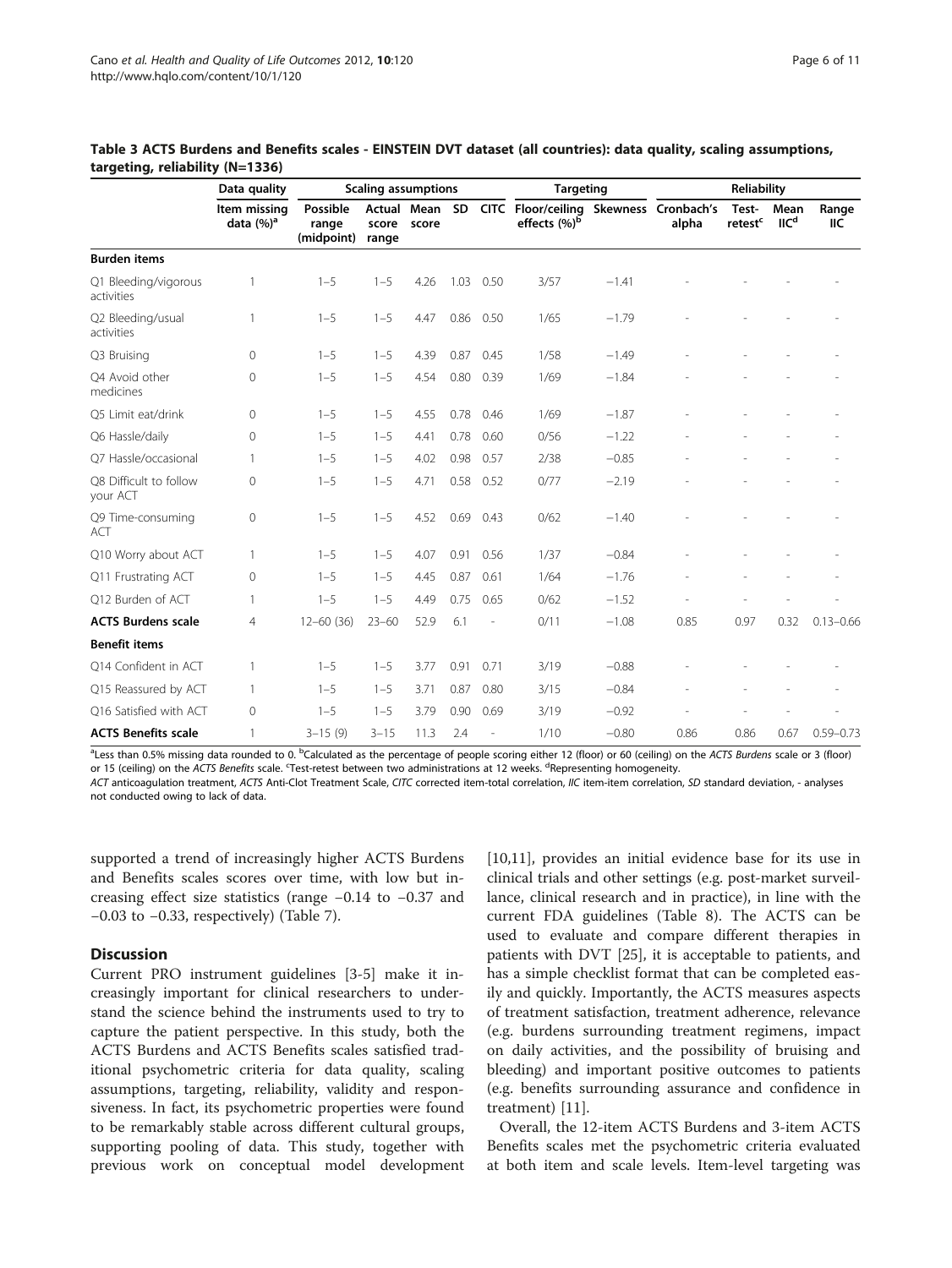**Table 3 ACTS Burdens and Benefits scales - EINSTEIN DVT dataset (all countries): data quality, scaling assumptions, targeting, reliability (N=1336)**

| | Data quality | Scaling assumptions | | | | | Targeting | | Reliability | | | |
|---|---|---|---|---|---|---|---|---|---|---|---|---|
| | Item missing data (%)[a] | Possible range (midpoint) | Actual score range | Mean score | SD | CITC | Floor/ceiling effects (%)[b] | Skewness | Cronbach's alpha | Test-retest[c] | Mean IIC[d] | Range IIC |
| **Burden items** | | | | | | | | | | | | |
| Q1 Bleeding/vigorous activities | 1 | 1–5 | 1–5 | 4.26 | 1.03 | 0.50 | 3/57 | −1.41 | - | - | - | - |
| Q2 Bleeding/usual activities | 1 | 1–5 | 1–5 | 4.47 | 0.86 | 0.50 | 1/65 | −1.79 | - | - | - | - |
| Q3 Bruising | 0 | 1–5 | 1–5 | 4.39 | 0.87 | 0.45 | 1/58 | −1.49 | - | - | - | - |
| Q4 Avoid other medicines | 0 | 1–5 | 1–5 | 4.54 | 0.80 | 0.39 | 1/69 | −1.84 | - | - | - | - |
| Q5 Limit eat/drink | 0 | 1–5 | 1–5 | 4.55 | 0.78 | 0.46 | 1/69 | −1.87 | - | - | - | - |
| Q6 Hassle/daily | 0 | 1–5 | 1–5 | 4.41 | 0.78 | 0.60 | 0/56 | −1.22 | - | - | - | - |
| Q7 Hassle/occasional | 1 | 1–5 | 1–5 | 4.02 | 0.98 | 0.57 | 2/38 | −0.85 | - | - | - | - |
| Q8 Difficult to follow your ACT | 0 | 1–5 | 1–5 | 4.71 | 0.58 | 0.52 | 0/77 | −2.19 | - | - | - | - |
| Q9 Time-consuming ACT | 0 | 1–5 | 1–5 | 4.52 | 0.69 | 0.43 | 0/62 | −1.40 | - | - | - | - |
| Q10 Worry about ACT | 1 | 1–5 | 1–5 | 4.07 | 0.91 | 0.56 | 1/37 | −0.84 | - | - | - | - |
| Q11 Frustrating ACT | 0 | 1–5 | 1–5 | 4.45 | 0.87 | 0.61 | 1/64 | −1.76 | - | - | - | - |
| Q12 Burden of ACT | 1 | 1–5 | 1–5 | 4.49 | 0.75 | 0.65 | 0/62 | −1.52 | - | - | - | - |
| **ACTS Burdens scale** | 4 | 12–60 (36) | 23–60 | 52.9 | 6.1 | - | 0/11 | −1.08 | 0.85 | 0.97 | 0.32 | 0.13–0.66 |
| **Benefit items** | | | | | | | | | | | | |
| Q14 Confident in ACT | 1 | 1–5 | 1–5 | 3.77 | 0.91 | 0.71 | 3/19 | −0.88 | - | - | - | - |
| Q15 Reassured by ACT | 1 | 1–5 | 1–5 | 3.71 | 0.87 | 0.80 | 3/15 | −0.84 | - | - | - | - |
| Q16 Satisfied with ACT | 0 | 1–5 | 1–5 | 3.79 | 0.90 | 0.69 | 3/19 | −0.92 | - | - | - | - |
| **ACTS Benefits scale** | 1 | 3–15 (9) | 3–15 | 11.3 | 2.4 | - | 1/10 | −0.80 | 0.86 | 0.86 | 0.67 | 0.59–0.73 |

[a]Less than 0.5% missing data rounded to 0. [b]Calculated as the percentage of people scoring either 12 (floor) or 60 (ceiling) on the *ACTS Burdens* scale or 3 (floor) or 15 (ceiling) on the *ACTS Benefits* scale. [c]Test-retest between two administrations at 12 weeks. [d]Representing homogeneity.
*ACT* anticoagulation treatment, *ACTS* Anti-Clot Treatment Scale, *CITC* corrected item-total correlation, *IIC* item-item correlation, *SD* standard deviation, - analyses not conducted owing to lack of data.

supported a trend of increasingly higher ACTS Burdens and Benefits scales scores over time, with low but increasing effect size statistics (range −0.14 to −0.37 and −0.03 to −0.33, respectively) (Table 7).

## Discussion

Current PRO instrument guidelines [3-5] make it increasingly important for clinical researchers to understand the science behind the instruments used to try to capture the patient perspective. In this study, both the ACTS Burdens and ACTS Benefits scales satisfied traditional psychometric criteria for data quality, scaling assumptions, targeting, reliability, validity and responsiveness. In fact, its psychometric properties were found to be remarkably stable across different cultural groups, supporting pooling of data. This study, together with previous work on conceptual model development [10,11], provides an initial evidence base for its use in clinical trials and other settings (e.g. post-market surveillance, clinical research and in practice), in line with the current FDA guidelines (Table 8). The ACTS can be used to evaluate and compare different therapies in patients with DVT [25], it is acceptable to patients, and has a simple checklist format that can be completed easily and quickly. Importantly, the ACTS measures aspects of treatment satisfaction, treatment adherence, relevance (e.g. burdens surrounding treatment regimens, impact on daily activities, and the possibility of bruising and bleeding) and important positive outcomes to patients (e.g. benefits surrounding assurance and confidence in treatment) [11].

Overall, the 12-item ACTS Burdens and 3-item ACTS Benefits scales met the psychometric criteria evaluated at both item and scale levels. Item-level targeting was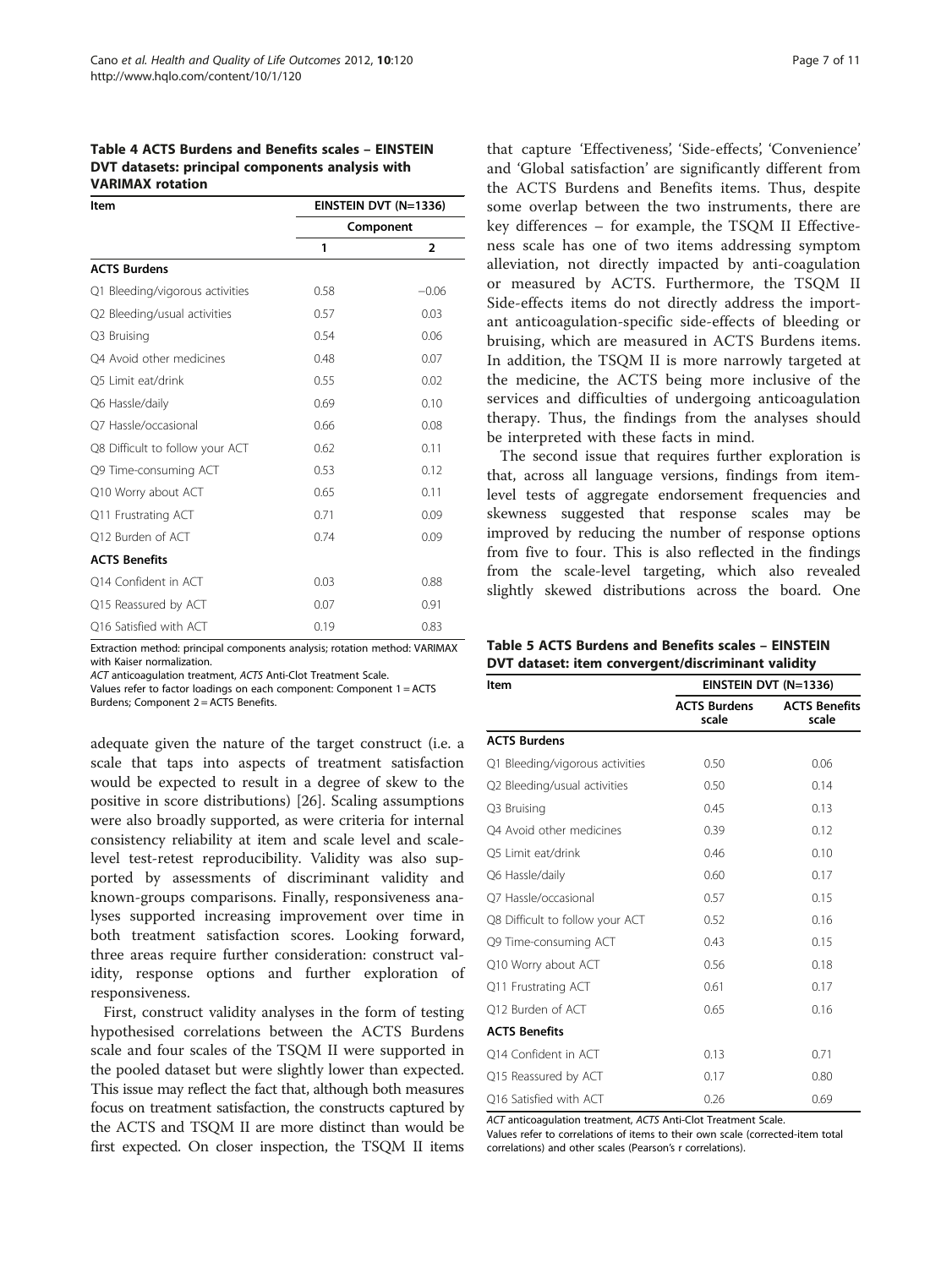**Table 4 ACTS Burdens and Benefits scales – EINSTEIN DVT datasets: principal components analysis with VARIMAX rotation**

| Item | EINSTEIN DVT (N=1336) | |
|---|---|---|
| | Component | |
| | 1 | 2 |
| **ACTS Burdens** | | |
| Q1 Bleeding/vigorous activities | 0.58 | −0.06 |
| Q2 Bleeding/usual activities | 0.57 | 0.03 |
| Q3 Bruising | 0.54 | 0.06 |
| Q4 Avoid other medicines | 0.48 | 0.07 |
| Q5 Limit eat/drink | 0.55 | 0.02 |
| Q6 Hassle/daily | 0.69 | 0.10 |
| Q7 Hassle/occasional | 0.66 | 0.08 |
| Q8 Difficult to follow your ACT | 0.62 | 0.11 |
| Q9 Time-consuming ACT | 0.53 | 0.12 |
| Q10 Worry about ACT | 0.65 | 0.11 |
| Q11 Frustrating ACT | 0.71 | 0.09 |
| Q12 Burden of ACT | 0.74 | 0.09 |
| **ACTS Benefits** | | |
| Q14 Confident in ACT | 0.03 | 0.88 |
| Q15 Reassured by ACT | 0.07 | 0.91 |
| Q16 Satisfied with ACT | 0.19 | 0.83 |

Extraction method: principal components analysis; rotation method: VARIMAX with Kaiser normalization.
*ACT* anticoagulation treatment, *ACTS* Anti-Clot Treatment Scale.
Values refer to factor loadings on each component: Component 1 = ACTS Burdens; Component 2 = ACTS Benefits.

adequate given the nature of the target construct (i.e. a scale that taps into aspects of treatment satisfaction would be expected to result in a degree of skew to the positive in score distributions) [26]. Scaling assumptions were also broadly supported, as were criteria for internal consistency reliability at item and scale level and scale-level test-retest reproducibility. Validity was also supported by assessments of discriminant validity and known-groups comparisons. Finally, responsiveness analyses supported increasing improvement over time in both treatment satisfaction scores. Looking forward, three areas require further consideration: construct validity, response options and further exploration of responsiveness.

First, construct validity analyses in the form of testing hypothesised correlations between the ACTS Burdens scale and four scales of the TSQM II were supported in the pooled dataset but were slightly lower than expected. This issue may reflect the fact that, although both measures focus on treatment satisfaction, the constructs captured by the ACTS and TSQM II are more distinct than would be first expected. On closer inspection, the TSQM II items that capture 'Effectiveness', 'Side-effects', 'Convenience' and 'Global satisfaction' are significantly different from the ACTS Burdens and Benefits items. Thus, despite some overlap between the two instruments, there are key differences – for example, the TSQM II Effectiveness scale has one of two items addressing symptom alleviation, not directly impacted by anti-coagulation or measured by ACTS. Furthermore, the TSQM II Side-effects items do not directly address the important anticoagulation-specific side-effects of bleeding or bruising, which are measured in ACTS Burdens items. In addition, the TSQM II is more narrowly targeted at the medicine, the ACTS being more inclusive of the services and difficulties of undergoing anticoagulation therapy. Thus, the findings from the analyses should be interpreted with these facts in mind.

The second issue that requires further exploration is that, across all language versions, findings from item-level tests of aggregate endorsement frequencies and skewness suggested that response scales may be improved by reducing the number of response options from five to four. This is also reflected in the findings from the scale-level targeting, which also revealed slightly skewed distributions across the board. One

**Table 5 ACTS Burdens and Benefits scales – EINSTEIN DVT dataset: item convergent/discriminant validity**

| Item | EINSTEIN DVT (N=1336) | |
|---|---|---|
| | ACTS Burdens scale | ACTS Benefits scale |
| **ACTS Burdens** | | |
| Q1 Bleeding/vigorous activities | 0.50 | 0.06 |
| Q2 Bleeding/usual activities | 0.50 | 0.14 |
| Q3 Bruising | 0.45 | 0.13 |
| Q4 Avoid other medicines | 0.39 | 0.12 |
| Q5 Limit eat/drink | 0.46 | 0.10 |
| Q6 Hassle/daily | 0.60 | 0.17 |
| Q7 Hassle/occasional | 0.57 | 0.15 |
| Q8 Difficult to follow your ACT | 0.52 | 0.16 |
| Q9 Time-consuming ACT | 0.43 | 0.15 |
| Q10 Worry about ACT | 0.56 | 0.18 |
| Q11 Frustrating ACT | 0.61 | 0.17 |
| Q12 Burden of ACT | 0.65 | 0.16 |
| **ACTS Benefits** | | |
| Q14 Confident in ACT | 0.13 | 0.71 |
| Q15 Reassured by ACT | 0.17 | 0.80 |
| Q16 Satisfied with ACT | 0.26 | 0.69 |

*ACT* anticoagulation treatment, *ACTS* Anti-Clot Treatment Scale.
Values refer to correlations of items to their own scale (corrected-item total correlations) and other scales (Pearson's r correlations).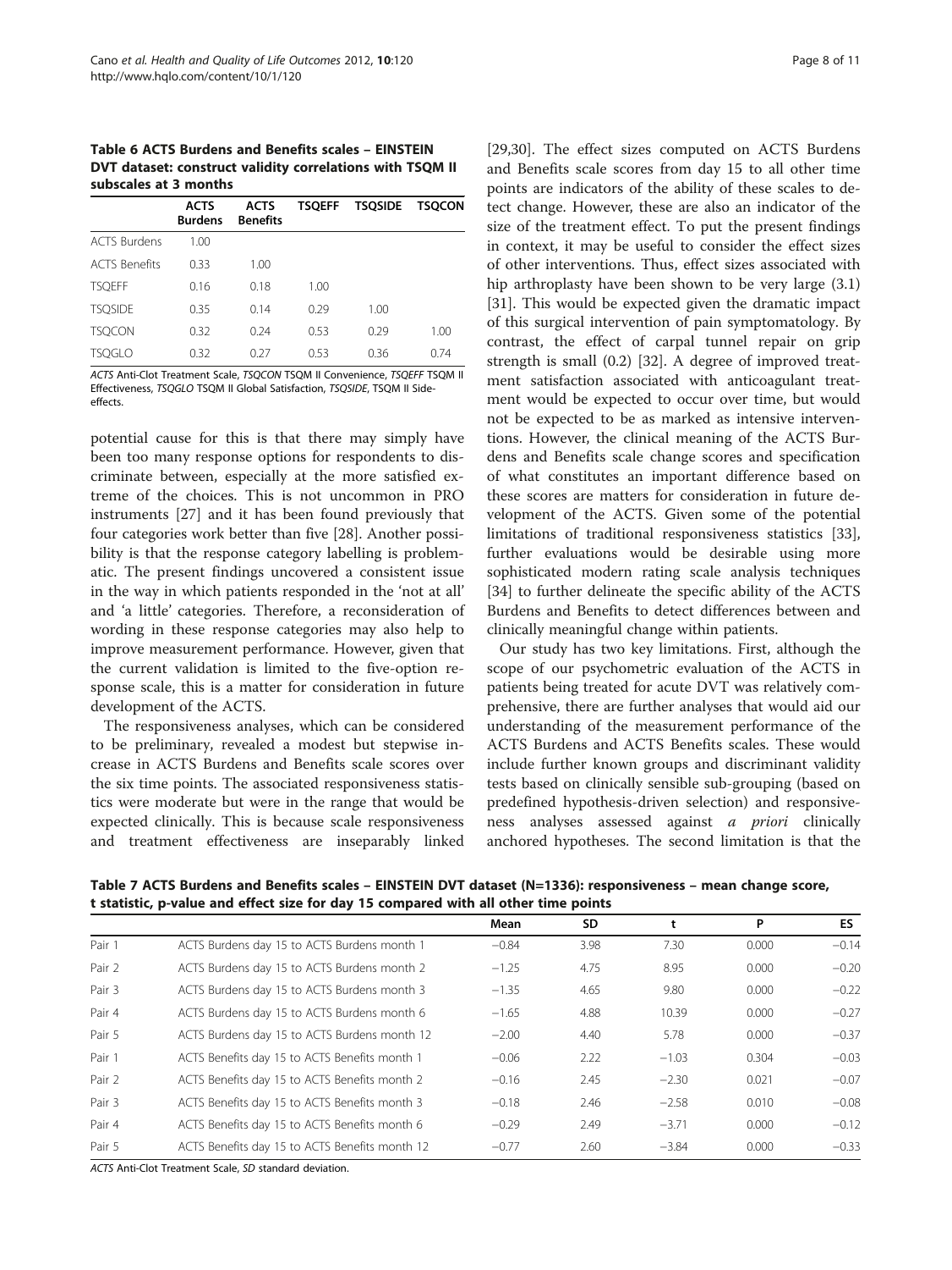**Table 6 ACTS Burdens and Benefits scales – EINSTEIN DVT dataset: construct validity correlations with TSQM II subscales at 3 months**

| | ACTS Burdens | ACTS Benefits | TSQEFF | TSQSIDE | TSQCON |
|---|---|---|---|---|---|
| ACTS Burdens | 1.00 | | | | |
| ACTS Benefits | 0.33 | 1.00 | | | |
| TSQEFF | 0.16 | 0.18 | 1.00 | | |
| TSQSIDE | 0.35 | 0.14 | 0.29 | 1.00 | |
| TSQCON | 0.32 | 0.24 | 0.53 | 0.29 | 1.00 |
| TSQGLO | 0.32 | 0.27 | 0.53 | 0.36 | 0.74 |

*ACTS* Anti-Clot Treatment Scale, *TSQCON* TSQM II Convenience, *TSQEFF* TSQM II Effectiveness, *TSQGLO* TSQM II Global Satisfaction, *TSQSIDE*, TSQM II Side-effects.

potential cause for this is that there may simply have been too many response options for respondents to discriminate between, especially at the more satisfied extreme of the choices. This is not uncommon in PRO instruments [27] and it has been found previously that four categories work better than five [28]. Another possibility is that the response category labelling is problematic. The present findings uncovered a consistent issue in the way in which patients responded in the 'not at all' and 'a little' categories. Therefore, a reconsideration of wording in these response categories may also help to improve measurement performance. However, given that the current validation is limited to the five-option response scale, this is a matter for consideration in future development of the ACTS.

The responsiveness analyses, which can be considered to be preliminary, revealed a modest but stepwise increase in ACTS Burdens and Benefits scale scores over the six time points. The associated responsiveness statistics were moderate but were in the range that would be expected clinically. This is because scale responsiveness and treatment effectiveness are inseparably linked [29,30]. The effect sizes computed on ACTS Burdens and Benefits scale scores from day 15 to all other time points are indicators of the ability of these scales to detect change. However, these are also an indicator of the size of the treatment effect. To put the present findings in context, it may be useful to consider the effect sizes of other interventions. Thus, effect sizes associated with hip arthroplasty have been shown to be very large (3.1) [31]. This would be expected given the dramatic impact of this surgical intervention of pain symptomatology. By contrast, the effect of carpal tunnel repair on grip strength is small (0.2) [32]. A degree of improved treatment satisfaction associated with anticoagulant treatment would be expected to occur over time, but would not be expected to be as marked as intensive interventions. However, the clinical meaning of the ACTS Burdens and Benefits scale change scores and specification of what constitutes an important difference based on these scores are matters for consideration in future development of the ACTS. Given some of the potential limitations of traditional responsiveness statistics [33], further evaluations would be desirable using more sophisticated modern rating scale analysis techniques [34] to further delineate the specific ability of the ACTS Burdens and Benefits to detect differences between and clinically meaningful change within patients.

Our study has two key limitations. First, although the scope of our psychometric evaluation of the ACTS in patients being treated for acute DVT was relatively comprehensive, there are further analyses that would aid our understanding of the measurement performance of the ACTS Burdens and ACTS Benefits scales. These would include further known groups and discriminant validity tests based on clinically sensible sub-grouping (based on predefined hypothesis-driven selection) and responsiveness analyses assessed against *a priori* clinically anchored hypotheses. The second limitation is that the

**Table 7 ACTS Burdens and Benefits scales – EINSTEIN DVT dataset (N=1336): responsiveness – mean change score, t statistic, p-value and effect size for day 15 compared with all other time points**

| | | Mean | SD | t | P | ES |
|---|---|---|---|---|---|---|
| Pair 1 | ACTS Burdens day 15 to ACTS Burdens month 1 | −0.84 | 3.98 | 7.30 | 0.000 | −0.14 |
| Pair 2 | ACTS Burdens day 15 to ACTS Burdens month 2 | −1.25 | 4.75 | 8.95 | 0.000 | −0.20 |
| Pair 3 | ACTS Burdens day 15 to ACTS Burdens month 3 | −1.35 | 4.65 | 9.80 | 0.000 | −0.22 |
| Pair 4 | ACTS Burdens day 15 to ACTS Burdens month 6 | −1.65 | 4.88 | 10.39 | 0.000 | −0.27 |
| Pair 5 | ACTS Burdens day 15 to ACTS Burdens month 12 | −2.00 | 4.40 | 5.78 | 0.000 | −0.37 |
| Pair 1 | ACTS Benefits day 15 to ACTS Benefits month 1 | −0.06 | 2.22 | −1.03 | 0.304 | −0.03 |
| Pair 2 | ACTS Benefits day 15 to ACTS Benefits month 2 | −0.16 | 2.45 | −2.30 | 0.021 | −0.07 |
| Pair 3 | ACTS Benefits day 15 to ACTS Benefits month 3 | −0.18 | 2.46 | −2.58 | 0.010 | −0.08 |
| Pair 4 | ACTS Benefits day 15 to ACTS Benefits month 6 | −0.29 | 2.49 | −3.71 | 0.000 | −0.12 |
| Pair 5 | ACTS Benefits day 15 to ACTS Benefits month 12 | −0.77 | 2.60 | −3.84 | 0.000 | −0.33 |

*ACTS* Anti-Clot Treatment Scale, *SD* standard deviation.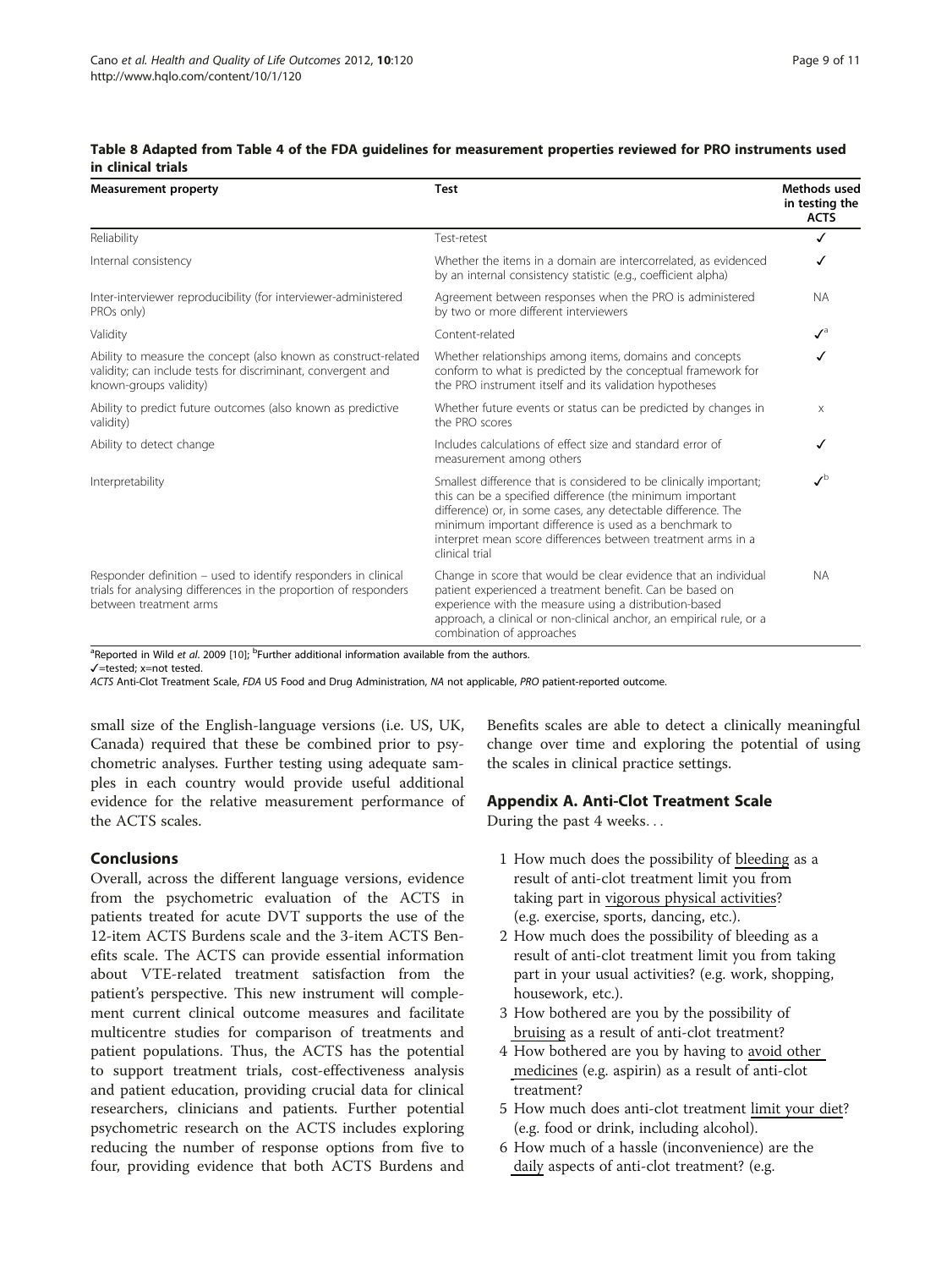**Table 8 Adapted from Table 4 of the FDA guidelines for measurement properties reviewed for PRO instruments used in clinical trials**

| Measurement property | Test | Methods used in testing the ACTS |
|---|---|---|
| Reliability | Test-retest | ✓ |
| Internal consistency | Whether the items in a domain are intercorrelated, as evidenced by an internal consistency statistic (e.g., coefficient alpha) | ✓ |
| Inter-interviewer reproducibility (for interviewer-administered PROs only) | Agreement between responses when the PRO is administered by two or more different interviewers | NA |
| Validity | Content-related | ✓[a] |
| Ability to measure the concept (also known as construct-related validity; can include tests for discriminant, convergent and known-groups validity) | Whether relationships among items, domains and concepts conform to what is predicted by the conceptual framework for the PRO instrument itself and its validation hypotheses | ✓ |
| Ability to predict future outcomes (also known as predictive validity) | Whether future events or status can be predicted by changes in the PRO scores | x |
| Ability to detect change | Includes calculations of effect size and standard error of measurement among others | ✓ |
| Interpretability | Smallest difference that is considered to be clinically important; this can be a specified difference (the minimum important difference) or, in some cases, any detectable difference. The minimum important difference is used as a benchmark to interpret mean score differences between treatment arms in a clinical trial | ✓[b] |
| Responder definition – used to identify responders in clinical trials for analysing differences in the proportion of responders between treatment arms | Change in score that would be clear evidence that an individual patient experienced a treatment benefit. Can be based on experience with the measure using a distribution-based approach, a clinical or non-clinical anchor, an empirical rule, or a combination of approaches | NA |

[a]Reported in Wild *et al*. 2009 [10]; [b]Further additional information available from the authors.
✓=tested; x=not tested.
*ACTS* Anti-Clot Treatment Scale, *FDA* US Food and Drug Administration, *NA* not applicable, *PRO* patient-reported outcome.

small size of the English-language versions (i.e. US, UK, Canada) required that these be combined prior to psychometric analyses. Further testing using adequate samples in each country would provide useful additional evidence for the relative measurement performance of the ACTS scales.

## Conclusions

Overall, across the different language versions, evidence from the psychometric evaluation of the ACTS in patients treated for acute DVT supports the use of the 12-item ACTS Burdens scale and the 3-item ACTS Benefits scale. The ACTS can provide essential information about VTE-related treatment satisfaction from the patient's perspective. This new instrument will complement current clinical outcome measures and facilitate multicentre studies for comparison of treatments and patient populations. Thus, the ACTS has the potential to support treatment trials, cost-effectiveness analysis and patient education, providing crucial data for clinical researchers, clinicians and patients. Further potential psychometric research on the ACTS includes exploring reducing the number of response options from five to four, providing evidence that both ACTS Burdens and Benefits scales are able to detect a clinically meaningful change over time and exploring the potential of using the scales in clinical practice settings.

## Appendix A. Anti-Clot Treatment Scale

During the past 4 weeks…

1. How much does the possibility of bleeding as a result of anti-clot treatment limit you from taking part in vigorous physical activities? (e.g. exercise, sports, dancing, etc.).
2. How much does the possibility of bleeding as a result of anti-clot treatment limit you from taking part in your usual activities? (e.g. work, shopping, housework, etc.).
3. How bothered are you by the possibility of bruising as a result of anti-clot treatment?
4. How bothered are you by having to avoid other medicines (e.g. aspirin) as a result of anti-clot treatment?
5. How much does anti-clot treatment limit your diet? (e.g. food or drink, including alcohol).
6. How much of a hassle (inconvenience) are the daily aspects of anti-clot treatment? (e.g.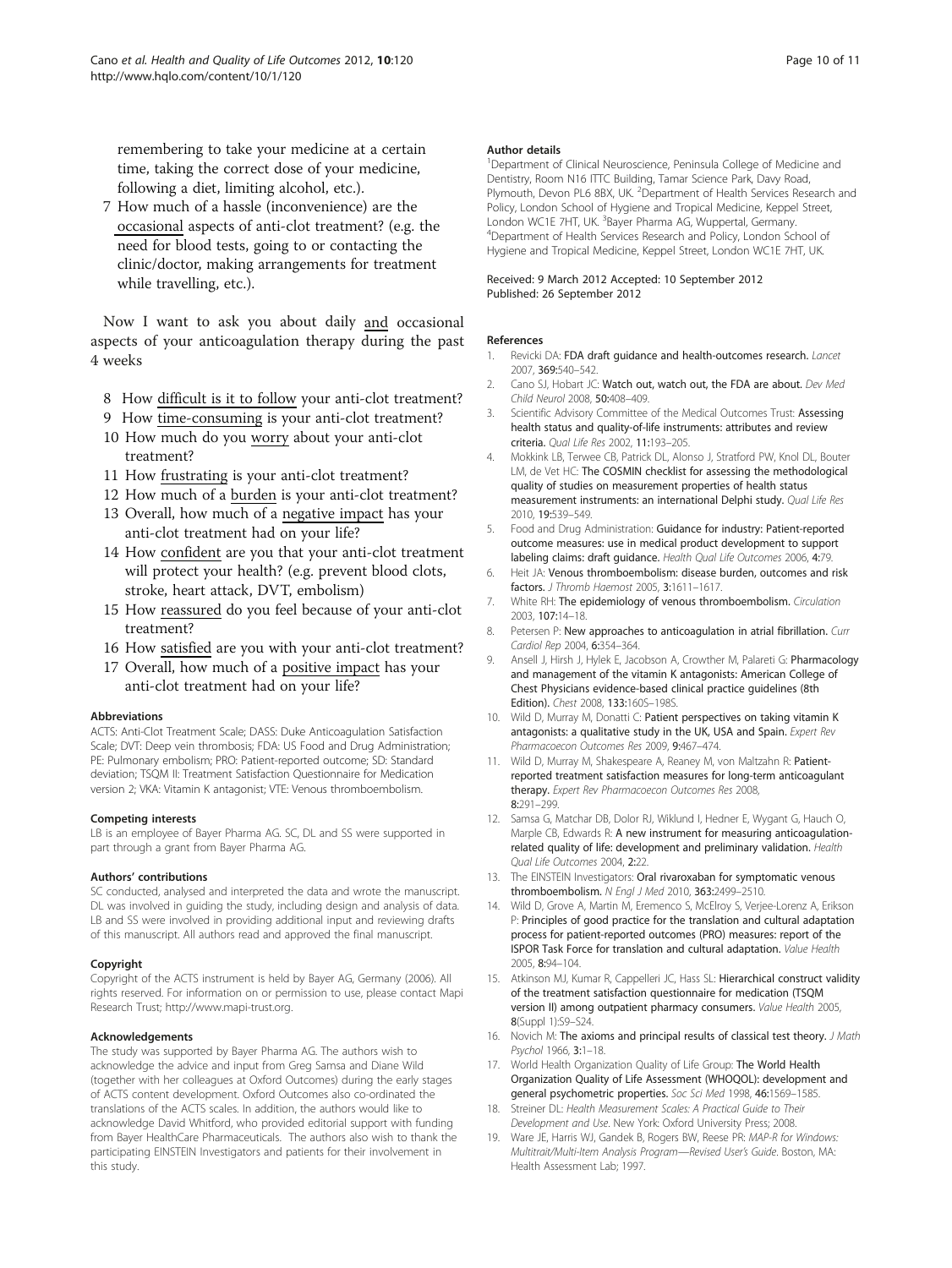remembering to take your medicine at a certain time, taking the correct dose of your medicine, following a diet, limiting alcohol, etc.).

7 How much of a hassle (inconvenience) are the occasional aspects of anti-clot treatment? (e.g. the need for blood tests, going to or contacting the clinic/doctor, making arrangements for treatment while travelling, etc.).

Now I want to ask you about daily and occasional aspects of your anticoagulation therapy during the past 4 weeks

8 How difficult is it to follow your anti-clot treatment?

9 How time-consuming is your anti-clot treatment?

10 How much do you worry about your anti-clot treatment?

11 How frustrating is your anti-clot treatment?

12 How much of a burden is your anti-clot treatment?

13 Overall, how much of a negative impact has your anti-clot treatment had on your life?

14 How confident are you that your anti-clot treatment will protect your health? (e.g. prevent blood clots, stroke, heart attack, DVT, embolism)

15 How reassured do you feel because of your anti-clot treatment?

16 How satisfied are you with your anti-clot treatment?

17 Overall, how much of a positive impact has your anti-clot treatment had on your life?

#### Abbreviations

ACTS: Anti-Clot Treatment Scale; DASS: Duke Anticoagulation Satisfaction Scale; DVT: Deep vein thrombosis; FDA: US Food and Drug Administration; PE: Pulmonary embolism; PRO: Patient-reported outcome; SD: Standard deviation; TSQM II: Treatment Satisfaction Questionnaire for Medication version 2; VKA: Vitamin K antagonist; VTE: Venous thromboembolism.

#### Competing interests

LB is an employee of Bayer Pharma AG. SC, DL and SS were supported in part through a grant from Bayer Pharma AG.

#### Authors' contributions

SC conducted, analysed and interpreted the data and wrote the manuscript. DL was involved in guiding the study, including design and analysis of data. LB and SS were involved in providing additional input and reviewing drafts of this manuscript. All authors read and approved the final manuscript.

#### Copyright

Copyright of the ACTS instrument is held by Bayer AG, Germany (2006). All rights reserved. For information on or permission to use, please contact Mapi Research Trust; http://www.mapi-trust.org.

#### Acknowledgements

The study was supported by Bayer Pharma AG. The authors wish to acknowledge the advice and input from Greg Samsa and Diane Wild (together with her colleagues at Oxford Outcomes) during the early stages of ACTS content development. Oxford Outcomes also co-ordinated the translations of the ACTS scales. In addition, the authors would like to acknowledge David Whitford, who provided editorial support with funding from Bayer HealthCare Pharmaceuticals. The authors also wish to thank the participating EINSTEIN Investigators and patients for their involvement in this study.

#### Author details

[1]Department of Clinical Neuroscience, Peninsula College of Medicine and Dentistry, Room N16 ITTC Building, Tamar Science Park, Davy Road, Plymouth, Devon PL6 8BX, UK. [2]Department of Health Services Research and Policy, London School of Hygiene and Tropical Medicine, Keppel Street, London WC1E 7HT, UK. [3]Bayer Pharma AG, Wuppertal, Germany. [4]Department of Health Services Research and Policy, London School of Hygiene and Tropical Medicine, Keppel Street, London WC1E 7HT, UK.

Received: 9 March 2012 Accepted: 10 September 2012
Published: 26 September 2012

#### References

1. Revicki DA: FDA draft guidance and health-outcomes research. *Lancet* 2007, 369:540–542.
2. Cano SJ, Hobart JC: Watch out, watch out, the FDA are about. *Dev Med Child Neurol* 2008, 50:408–409.
3. Scientific Advisory Committee of the Medical Outcomes Trust: Assessing health status and quality-of-life instruments: attributes and review criteria. *Qual Life Res* 2002, 11:193–205.
4. Mokkink LB, Terwee CB, Patrick DL, Alonso J, Stratford PW, Knol DL, Bouter LM, de Vet HC: The COSMIN checklist for assessing the methodological quality of studies on measurement properties of health status measurement instruments: an international Delphi study. *Qual Life Res* 2010, 19:539–549.
5. Food and Drug Administration: Guidance for industry: Patient-reported outcome measures: use in medical product development to support labeling claims: draft guidance. *Health Qual Life Outcomes* 2006, 4:79.
6. Heit JA: Venous thromboembolism: disease burden, outcomes and risk factors. *J Thromb Haemost* 2005, 3:1611–1617.
7. White RH: The epidemiology of venous thromboembolism. *Circulation* 2003, 107:14–18.
8. Petersen P: New approaches to anticoagulation in atrial fibrillation. *Curr Cardiol Rep* 2004, 6:354–364.
9. Ansell J, Hirsh J, Hylek E, Jacobson A, Crowther M, Palareti G: Pharmacology and management of the vitamin K antagonists: American College of Chest Physicians evidence-based clinical practice guidelines (8th Edition). *Chest* 2008, 133:160S–198S.
10. Wild D, Murray M, Donatti C: Patient perspectives on taking vitamin K antagonists: a qualitative study in the UK, USA and Spain. *Expert Rev Pharmacoecon Outcomes Res* 2009, 9:467–474.
11. Wild D, Murray M, Shakespeare A, Reaney M, von Maltzahn R: Patient-reported treatment satisfaction measures for long-term anticoagulant therapy. *Expert Rev Pharmacoecon Outcomes Res* 2008, 8:291–299.
12. Samsa G, Matchar DB, Dolor RJ, Wiklund I, Hedner E, Wygant G, Hauch O, Marple CB, Edwards R: A new instrument for measuring anticoagulation-related quality of life: development and preliminary validation. *Health Qual Life Outcomes* 2004, 2:22.
13. The EINSTEIN Investigators: Oral rivaroxaban for symptomatic venous thromboembolism. *N Engl J Med* 2010, 363:2499–2510.
14. Wild D, Grove A, Martin M, Eremenco S, McElroy S, Verjee-Lorenz A, Erikson P: Principles of good practice for the translation and cultural adaptation process for patient-reported outcomes (PRO) measures: report of the ISPOR Task Force for translation and cultural adaptation. *Value Health* 2005, 8:94–104.
15. Atkinson MJ, Kumar R, Cappelleri JC, Hass SL: Hierarchical construct validity of the treatment satisfaction questionnaire for medication (TSQM version II) among outpatient pharmacy consumers. *Value Health* 2005, 8(Suppl 1):S9–S24.
16. Novich M: The axioms and principal results of classical test theory. *J Math Psychol* 1966, 3:1–18.
17. World Health Organization Quality of Life Group: The World Health Organization Quality of Life Assessment (WHOQOL): development and general psychometric properties. *Soc Sci Med* 1998, 46:1569–1585.
18. Streiner DL: *Health Measurement Scales: A Practical Guide to Their Development and Use*. New York: Oxford University Press; 2008.
19. Ware JE, Harris WJ, Gandek B, Rogers BW, Reese PR: *MAP-R for Windows: Multitrait/Multi-Item Analysis Program—Revised User's Guide*. Boston, MA: Health Assessment Lab; 1997.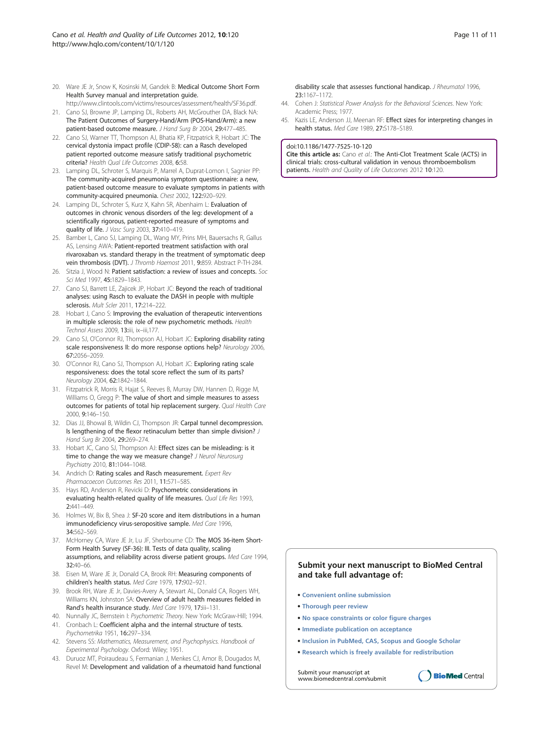20. Ware JE Jr, Snow K, Kosinski M, Gandek B: **Medical Outcome Short Form Health Survey manual and interpretation guide.** http://www.clintools.com/victims/resources/assessment/health/SF36.pdf.
21. Cano SJ, Browne JP, Lamping DL, Roberts AH, McGrouther DA, Black NA: **The Patient Outcomes of Surgery-Hand/Arm (POS-Hand/Arm): a new patient-based outcome measure.** *J Hand Surg Br* 2004, **29:**477–485.
22. Cano SJ, Warner TT, Thompson AJ, Bhatia KP, Fitzpatrick R, Hobart JC: **The cervical dystonia impact profile (CDIP-58): can a Rasch developed patient reported outcome measure satisfy traditional psychometric criteria?** *Health Qual Life Outcomes* 2008, **6:**58.
23. Lamping DL, Schroter S, Marquis P, Marrel A, Duprat-Lomon I, Sagnier PP: **The community-acquired pneumonia symptom questionnaire: a new, patient-based outcome measure to evaluate symptoms in patients with community-acquired pneumonia.** *Chest* 2002, **122:**920–929.
24. Lamping DL, Schroter S, Kurz X, Kahn SR, Abenhaim L: **Evaluation of outcomes in chronic venous disorders of the leg: development of a scientifically rigorous, patient-reported measure of symptoms and quality of life.** *J Vasc Surg* 2003, **37:**410–419.
25. Bamber L, Cano SJ, Lamping DL, Wang MY, Prins MH, Bauersachs R, Gallus AS, Lensing AWA: **Patient-reported treatment satisfaction with oral rivaroxaban vs. standard therapy in the treatment of symptomatic deep vein thrombosis (DVT).** *J Thromb Haemost* 2011, **9:**859. Abstract P-TH-284.
26. Sitzia J, Wood N: **Patient satisfaction: a review of issues and concepts.** *Soc Sci Med* 1997, **45:**1829–1843.
27. Cano SJ, Barrett LE, Zajicek JP, Hobart JC: **Beyond the reach of traditional analyses: using Rasch to evaluate the DASH in people with multiple sclerosis.** *Mult Scler* 2011, **17:**214–222.
28. Hobart J, Cano S: **Improving the evaluation of therapeutic interventions in multiple sclerosis: the role of new psychometric methods.** *Health Technol Assess* 2009, **13:**iii, ix–iii,177.
29. Cano SJ, O'Connor RJ, Thompson AJ, Hobart JC: **Exploring disability rating scale responsiveness II: do more response options help?** *Neurology* 2006, **67:**2056–2059.
30. O'Connor RJ, Cano SJ, Thompson AJ, Hobart JC: **Exploring rating scale responsiveness: does the total score reflect the sum of its parts?** *Neurology* 2004, **62:**1842–1844.
31. Fitzpatrick R, Morris R, Hajat S, Reeves B, Murray DW, Hannen D, Rigge M, Williams O, Gregg P: **The value of short and simple measures to assess outcomes for patients of total hip replacement surgery.** *Qual Health Care* 2000, **9:**146–150.
32. Dias JJ, Bhowal B, Wildin CJ, Thompson JR: **Carpal tunnel decompression. Is lengthening of the flexor retinaculum better than simple division?** *J Hand Surg Br* 2004, **29:**269–274.
33. Hobart JC, Cano SJ, Thompson AJ: **Effect sizes can be misleading: is it time to change the way we measure change?** *J Neurol Neurosurg Psychiatry* 2010, **81:**1044–1048.
34. Andrich D: **Rating scales and Rasch measurement.** *Expert Rev Pharmacoecon Outcomes Res* 2011, **11:**571–585.
35. Hays RD, Anderson R, Revicki D: **Psychometric considerations in evaluating health-related quality of life measures.** *Qual Life Res* 1993, **2:**441–449.
36. Holmes W, Bix B, Shea J: **SF-20 score and item distributions in a human immunodeficiency virus-seropositive sample.** *Med Care* 1996, **34:**562–569.
37. McHorney CA, Ware JE Jr, Lu JF, Sherbourne CD: **The MOS 36-item Short-Form Health Survey (SF-36): III. Tests of data quality, scaling assumptions, and reliability across diverse patient groups.** *Med Care* 1994, **32:**40–66.
38. Eisen M, Ware JE Jr, Donald CA, Brook RH: **Measuring components of children's health status.** *Med Care* 1979, **17:**902–921.
39. Brook RH, Ware JE Jr, Davies-Avery A, Stewart AL, Donald CA, Rogers WH, Williams KN, Johnston SA: **Overview of adult health measures fielded in Rand's health insurance study.** *Med Care* 1979, **17:**iii–131.
40. Nunnally JC, Bernstein I: *Psychometric Theory*. New York: McGraw-Hill; 1994.
41. Cronbach L: **Coefficient alpha and the internal structure of tests.** *Psychometrika* 1951, **16:**297–334.
42. Stevens SS: *Mathematics, Measurement, and Psychophysics. Handbook of Experimental Psychology*. Oxford: Wiley; 1951.
43. Duruoz MT, Poiraudeau S, Fermanian J, Menkes CJ, Amor B, Dougados M, Revel M: **Development and validation of a rheumatoid hand functional disability scale that assesses functional handicap.** *J Rheumatol* 1996, **23:**1167–1172.
44. Cohen J: *Statistical Power Analysis for the Behavioral Sciences*. New York: Academic Press; 1977.
45. Kazis LE, Anderson JJ, Meenan RF: **Effect sizes for interpreting changes in health status.** *Med Care* 1989, **27:**S178–S189.

doi:10.1186/1477-7525-10-120

**Cite this article as:** Cano *et al.*: The Anti-Clot Treatment Scale (ACTS) in clinical trials: cross-cultural validation in venous thromboembolism patients. *Health and Quality of Life Outcomes* 2012 **10**:120.

**Submit your next manuscript to BioMed Central and take full advantage of:**

- **Convenient online submission**
- **Thorough peer review**
- **No space constraints or color figure charges**
- **Immediate publication on acceptance**
- **Inclusion in PubMed, CAS, Scopus and Google Scholar**
- **Research which is freely available for redistribution**

Submit your manuscript at
www.biomedcentral.com/submit

BioMed Central